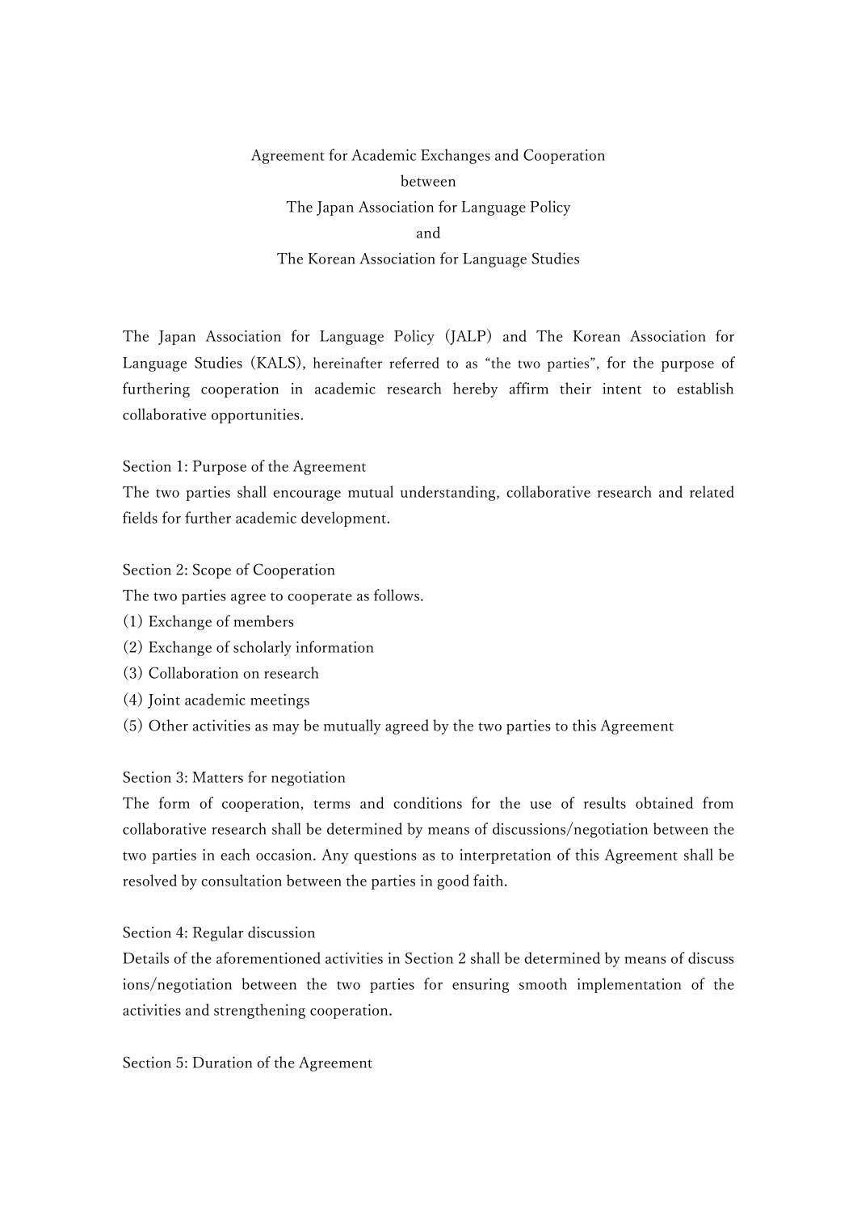# Agreement for Academic Exchanges and Cooperation
# between
# The Japan Association for Language Policy
# and
# The Korean Association for Language Studies

The Japan Association for Language Policy (JALP) and The Korean Association for Language Studies (KALS), hereinafter referred to as "the two parties", for the purpose of furthering cooperation in academic research hereby affirm their intent to establish collaborative opportunities.

## Section 1: Purpose of the Agreement

The two parties shall encourage mutual understanding, collaborative research and related fields for further academic development.

## Section 2: Scope of Cooperation

The two parties agree to cooperate as follows.

(1) Exchange of members
(2) Exchange of scholarly information
(3) Collaboration on research
(4) Joint academic meetings
(5) Other activities as may be mutually agreed by the two parties to this Agreement

## Section 3: Matters for negotiation

The form of cooperation, terms and conditions for the use of results obtained from collaborative research shall be determined by means of discussions/negotiation between the two parties in each occasion. Any questions as to interpretation of this Agreement shall be resolved by consultation between the parties in good faith.

## Section 4: Regular discussion

Details of the aforementioned activities in Section 2 shall be determined by means of discussions/negotiation between the two parties for ensuring smooth implementation of the activities and strengthening cooperation.

## Section 5: Duration of the Agreement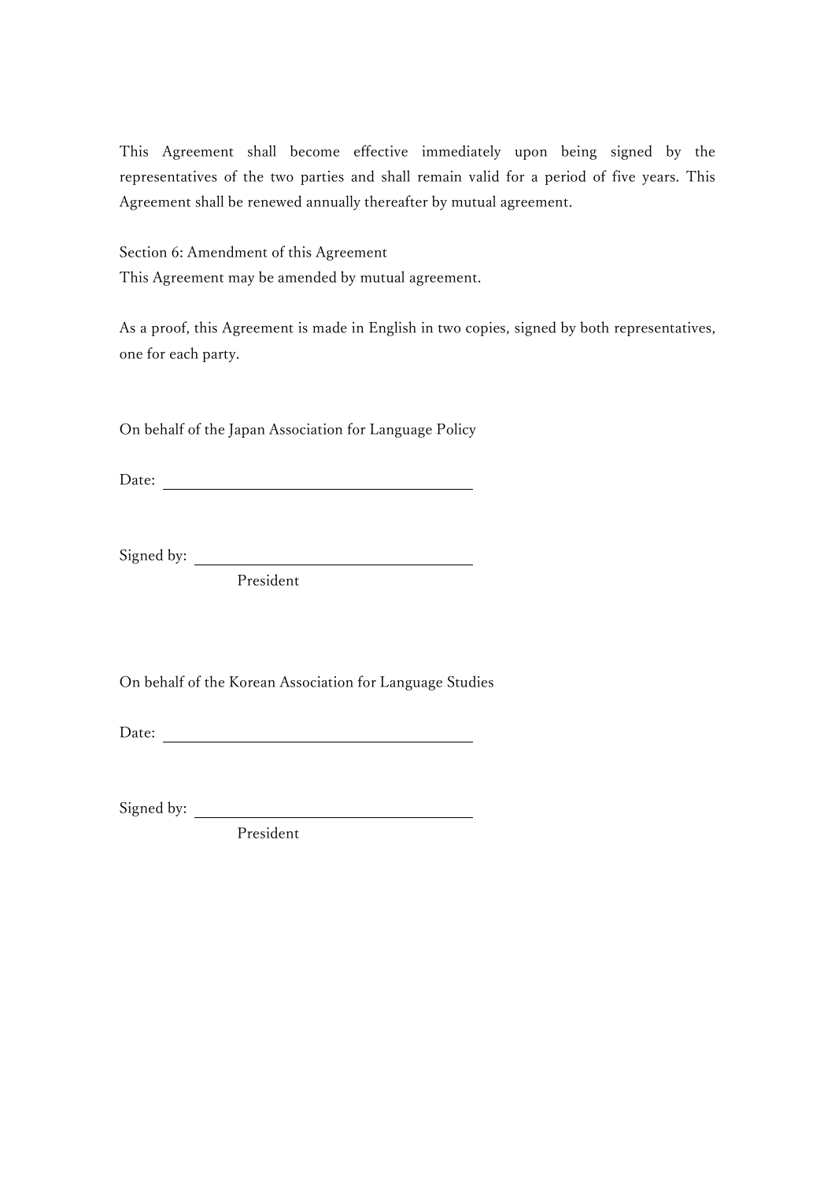This Agreement shall become effective immediately upon being signed by the representatives of the two parties and shall remain valid for a period of five years. This Agreement shall be renewed annually thereafter by mutual agreement.

Section 6: Amendment of this Agreement
This Agreement may be amended by mutual agreement.

As a proof, this Agreement is made in English in two copies, signed by both representatives, one for each party.

On behalf of the Japan Association for Language Policy

Date: ____________________________________

Signed by: ________________________________
President

On behalf of the Korean Association for Language Studies

Date: ____________________________________

Signed by: ________________________________
President